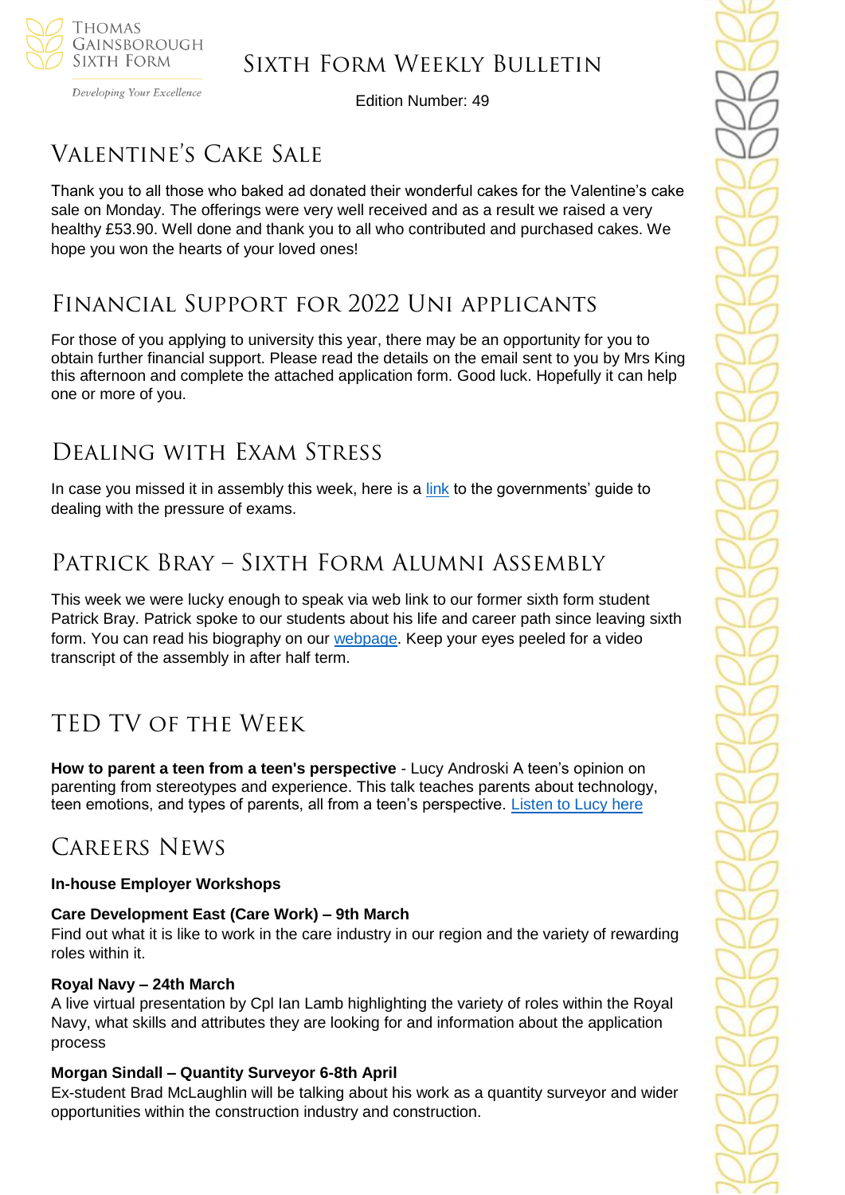# Sixth Form Weekly Bulletin

Edition Number: 49

## Valentine's Cake Sale

Thank you to all those who baked ad donated their wonderful cakes for the Valentine's cake sale on Monday. The offerings were very well received and as a result we raised a very healthy £53.90. Well done and thank you to all who contributed and purchased cakes. We hope you won the hearts of your loved ones!

## Financial Support for 2022 Uni applicants

For those of you applying to university this year, there may be an opportunity for you to obtain further financial support. Please read the details on the email sent to you by Mrs King this afternoon and complete the attached application form. Good luck. Hopefully it can help one or more of you.

## Dealing with Exam Stress

In case you missed it in assembly this week, here is a link to the governments' guide to dealing with the pressure of exams.

## Patrick Bray – Sixth Form Alumni Assembly

This week we were lucky enough to speak via web link to our former sixth form student Patrick Bray. Patrick spoke to our students about his life and career path since leaving sixth form. You can read his biography on our webpage. Keep your eyes peeled for a video transcript of the assembly in after half term.

## TED TV of the Week

**How to parent a teen from a teen's perspective** - Lucy Androski A teen's opinion on parenting from stereotypes and experience. This talk teaches parents about technology, teen emotions, and types of parents, all from a teen's perspective. Listen to Lucy here

## Careers News

**In-house Employer Workshops**

**Care Development East (Care Work) – 9th March**
Find out what it is like to work in the care industry in our region and the variety of rewarding roles within it.

**Royal Navy – 24th March**
A live virtual presentation by Cpl Ian Lamb highlighting the variety of roles within the Royal Navy, what skills and attributes they are looking for and information about the application process

**Morgan Sindall – Quantity Surveyor 6-8th April**
Ex-student Brad McLaughlin will be talking about his work as a quantity surveyor and wider opportunities within the construction industry and construction.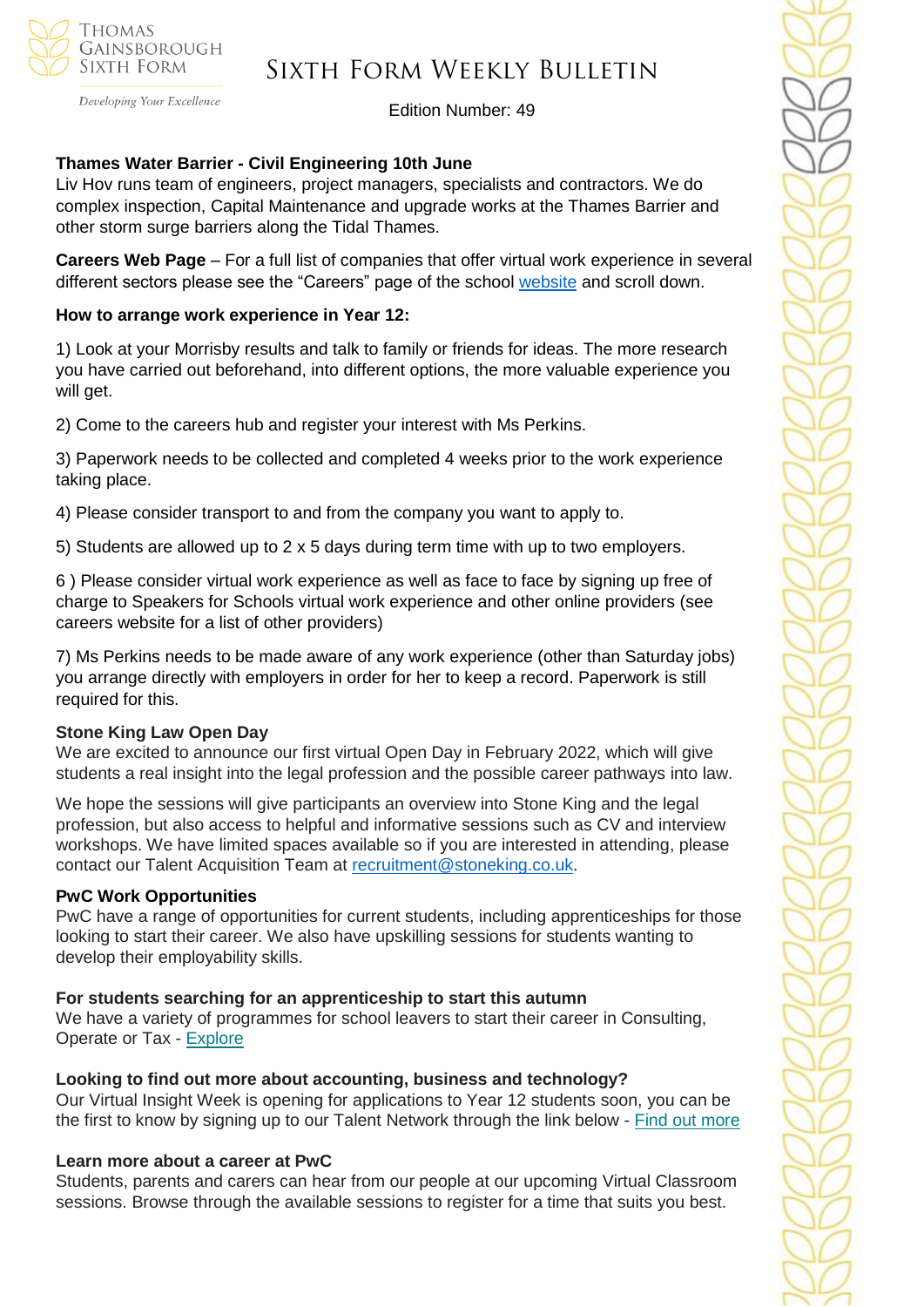**Thames Water Barrier - Civil Engineering 10th June**

Liv Hov runs team of engineers, project managers, specialists and contractors. We do complex inspection, Capital Maintenance and upgrade works at the Thames Barrier and other storm surge barriers along the Tidal Thames.

**Careers Web Page** – For a full list of companies that offer virtual work experience in several different sectors please see the "Careers" page of the school website and scroll down.

**How to arrange work experience in Year 12:**

1) Look at your Morrisby results and talk to family or friends for ideas. The more research you have carried out beforehand, into different options, the more valuable experience you will get.

2) Come to the careers hub and register your interest with Ms Perkins.

3) Paperwork needs to be collected and completed 4 weeks prior to the work experience taking place.

4) Please consider transport to and from the company you want to apply to.

5) Students are allowed up to 2 x 5 days during term time with up to two employers.

6 ) Please consider virtual work experience as well as face to face by signing up free of charge to Speakers for Schools virtual work experience and other online providers (see careers website for a list of other providers)

7) Ms Perkins needs to be made aware of any work experience (other than Saturday jobs) you arrange directly with employers in order for her to keep a record. Paperwork is still required for this.

**Stone King Law Open Day**

We are excited to announce our first virtual Open Day in February 2022, which will give students a real insight into the legal profession and the possible career pathways into law.

We hope the sessions will give participants an overview into Stone King and the legal profession, but also access to helpful and informative sessions such as CV and interview workshops. We have limited spaces available so if you are interested in attending, please contact our Talent Acquisition Team at recruitment@stoneking.co.uk.

**PwC Work Opportunities**

PwC have a range of opportunities for current students, including apprenticeships for those looking to start their career. We also have upskilling sessions for students wanting to develop their employability skills.

**For students searching for an apprenticeship to start this autumn**

We have a variety of programmes for school leavers to start their career in Consulting, Operate or Tax - Explore

**Looking to find out more about accounting, business and technology?**

Our Virtual Insight Week is opening for applications to Year 12 students soon, you can be the first to know by signing up to our Talent Network through the link below - Find out more

**Learn more about a career at PwC**

Students, parents and carers can hear from our people at our upcoming Virtual Classroom sessions. Browse through the available sessions to register for a time that suits you best.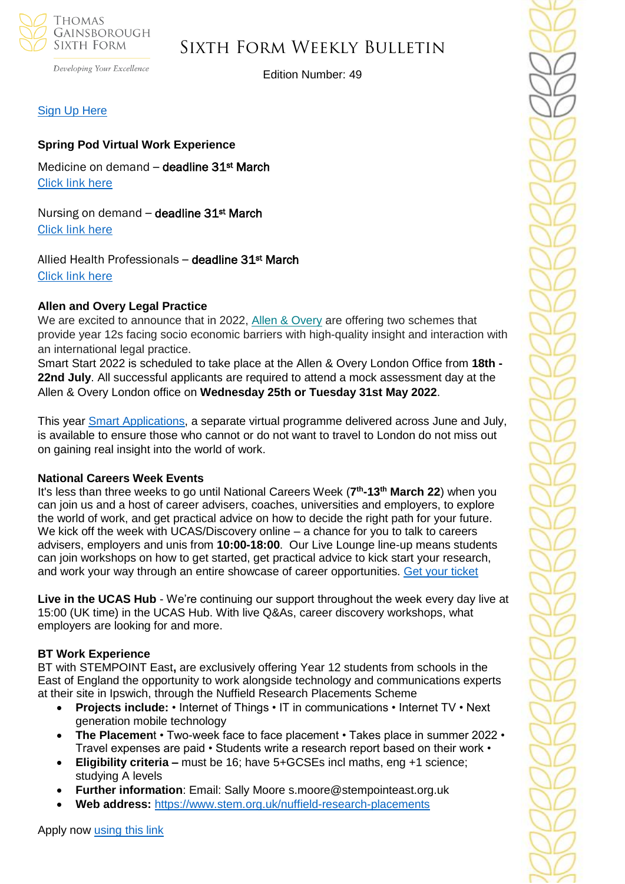[Sign Up Here](#)

**Spring Pod Virtual Work Experience**

Medicine on demand – **deadline 31st March**
[Click link here](#)

Nursing on demand – **deadline 31st March**
[Click link here](#)

Allied Health Professionals – **deadline 31st March**
[Click link here](#)

**Allen and Overy Legal Practice**

We are excited to announce that in 2022, [Allen & Overy](#) are offering two schemes that provide year 12s facing socio economic barriers with high-quality insight and interaction with an international legal practice.
Smart Start 2022 is scheduled to take place at the Allen & Overy London Office from **18th - 22nd July**. All successful applicants are required to attend a mock assessment day at the Allen & Overy London office on **Wednesday 25th or Tuesday 31st May 2022**.

This year [Smart Applications](#), a separate virtual programme delivered across June and July, is available to ensure those who cannot or do not want to travel to London do not miss out on gaining real insight into the world of work.

**National Careers Week Events**

It's less than three weeks to go until National Careers Week (**7th-13th March 22**) when you can join us and a host of career advisers, coaches, universities and employers, to explore the world of work, and get practical advice on how to decide the right path for your future. We kick off the week with UCAS/Discovery online – a chance for you to talk to careers advisers, employers and unis from **10:00-18:00**. Our Live Lounge line-up means students can join workshops on how to get started, get practical advice to kick start your research, and work your way through an entire showcase of career opportunities. [Get your ticket](#)

**Live in the UCAS Hub** - We're continuing our support throughout the week every day live at 15:00 (UK time) in the UCAS Hub. With live Q&As, career discovery workshops, what employers are looking for and more.

**BT Work Experience**

BT with STEMPOINT East**,** are exclusively offering Year 12 students from schools in the East of England the opportunity to work alongside technology and communications experts at their site in Ipswich, through the Nuffield Research Placements Scheme

- **Projects include:** • Internet of Things • IT in communications • Internet TV • Next generation mobile technology
- **The Placemen**t • Two-week face to face placement • Takes place in summer 2022 • Travel expenses are paid • Students write a research report based on their work •
- **Eligibility criteria –** must be 16; have 5+GCSEs incl maths, eng +1 science; studying A levels
- **Further information**: Email: Sally Moore s.moore@stempointeast.org.uk
- **Web address:** [https://www.stem.org.uk/nuffield-research-placements](https://www.stem.org.uk/nuffield-research-placements)

Apply now [using this link](#)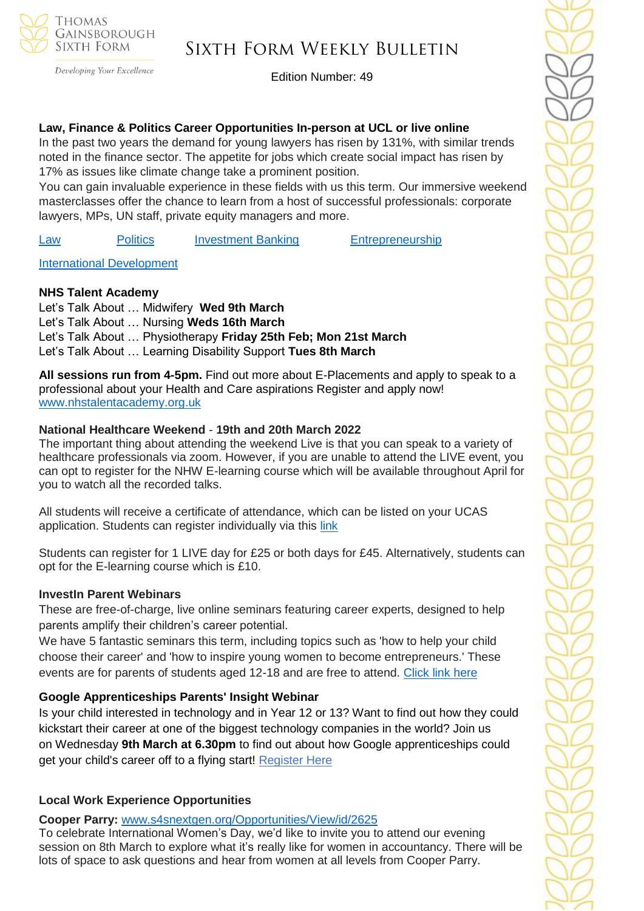**Law, Finance & Politics Career Opportunities In-person at UCL or live online**

In the past two years the demand for young lawyers has risen by 131%, with similar trends noted in the finance sector. The appetite for jobs which create social impact has risen by 17% as issues like climate change take a prominent position.

You can gain invaluable experience in these fields with us this term. Our immersive weekend masterclasses offer the chance to learn from a host of successful professionals: corporate lawyers, MPs, UN staff, private equity managers and more.

Law Politics Investment Banking Entrepreneurship

International Development

**NHS Talent Academy**

Let's Talk About … Midwifery **Wed 9th March**
Let's Talk About … Nursing **Weds 16th March**
Let's Talk About … Physiotherapy **Friday 25th Feb; Mon 21st March**
Let's Talk About … Learning Disability Support **Tues 8th March**

**All sessions run from 4-5pm.** Find out more about E-Placements and apply to speak to a professional about your Health and Care aspirations Register and apply now!
www.nhstalentacademy.org.uk

**National Healthcare Weekend** - **19th and 20th March 2022**

The important thing about attending the weekend Live is that you can speak to a variety of healthcare professionals via zoom. However, if you are unable to attend the LIVE event, you can opt to register for the NHW E-learning course which will be available throughout April for you to watch all the recorded talks.

All students will receive a certificate of attendance, which can be listed on your UCAS application. Students can register individually via this link

Students can register for 1 LIVE day for £25 or both days for £45. Alternatively, students can opt for the E-learning course which is £10.

**InvestIn Parent Webinars**

These are free-of-charge, live online seminars featuring career experts, designed to help parents amplify their children's career potential.

We have 5 fantastic seminars this term, including topics such as 'how to help your child choose their career' and 'how to inspire young women to become entrepreneurs.' These events are for parents of students aged 12-18 and are free to attend. Click link here

**Google Apprenticeships Parents' Insight Webinar**

Is your child interested in technology and in Year 12 or 13? Want to find out how they could kickstart their career at one of the biggest technology companies in the world? Join us on Wednesday **9th March at 6.30pm** to find out about how Google apprenticeships could get your child's career off to a flying start! Register Here

**Local Work Experience Opportunities**

**Cooper Parry:** www.s4snextgen.org/Opportunities/View/id/2625

To celebrate International Women's Day, we'd like to invite you to attend our evening session on 8th March to explore what it's really like for women in accountancy. There will be lots of space to ask questions and hear from women at all levels from Cooper Parry.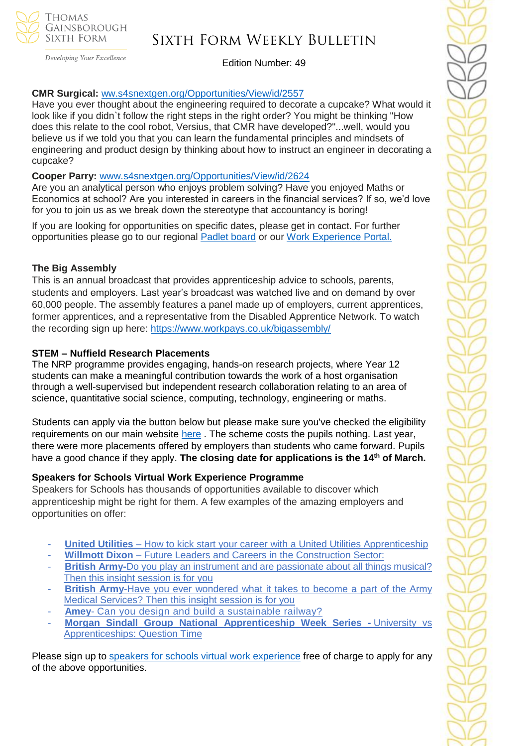**CMR Surgical:** ww.s4snextgen.org/Opportunities/View/id/2557

Have you ever thought about the engineering required to decorate a cupcake? What would it look like if you didn`t follow the right steps in the right order? You might be thinking "How does this relate to the cool robot, Versius, that CMR have developed?"...well, would you believe us if we told you that you can learn the fundamental principles and mindsets of engineering and product design by thinking about how to instruct an engineer in decorating a cupcake?

**Cooper Parry:** www.s4snextgen.org/Opportunities/View/id/2624

Are you an analytical person who enjoys problem solving? Have you enjoyed Maths or Economics at school? Are you interested in careers in the financial services? If so, we'd love for you to join us as we break down the stereotype that accountancy is boring!

If you are looking for opportunities on specific dates, please get in contact. For further opportunities please go to our regional Padlet board or our Work Experience Portal.

### The Big Assembly

This is an annual broadcast that provides apprenticeship advice to schools, parents, students and employers. Last year's broadcast was watched live and on demand by over 60,000 people. The assembly features a panel made up of employers, current apprentices, former apprentices, and a representative from the Disabled Apprentice Network. To watch the recording sign up here: https://www.workpays.co.uk/bigassembly/

### STEM – Nuffield Research Placements

The NRP programme provides engaging, hands-on research projects, where Year 12 students can make a meaningful contribution towards the work of a host organisation through a well-supervised but independent research collaboration relating to an area of science, quantitative social science, computing, technology, engineering or maths.

Students can apply via the button below but please make sure you've checked the eligibility requirements on our main website here . The scheme costs the pupils nothing. Last year, there were more placements offered by employers than students who came forward. Pupils have a good chance if they apply. **The closing date for applications is the 14th of March.**

### Speakers for Schools Virtual Work Experience Programme

Speakers for Schools has thousands of opportunities available to discover which apprenticeship might be right for them. A few examples of the amazing employers and opportunities on offer:

- **United Utilities** – How to kick start your career with a United Utilities Apprenticeship
- **Willmott Dixon** – Future Leaders and Careers in the Construction Sector:
- **British Army**-Do you play an instrument and are passionate about all things musical? Then this insight session is for you
- **British Army**-Have you ever wondered what it takes to become a part of the Army Medical Services? Then this insight session is for you
- **Amey**- Can you design and build a sustainable railway?
- **Morgan Sindall Group National Apprenticeship Week Series -** University vs Apprenticeships: Question Time

Please sign up to speakers for schools virtual work experience free of charge to apply for any of the above opportunities.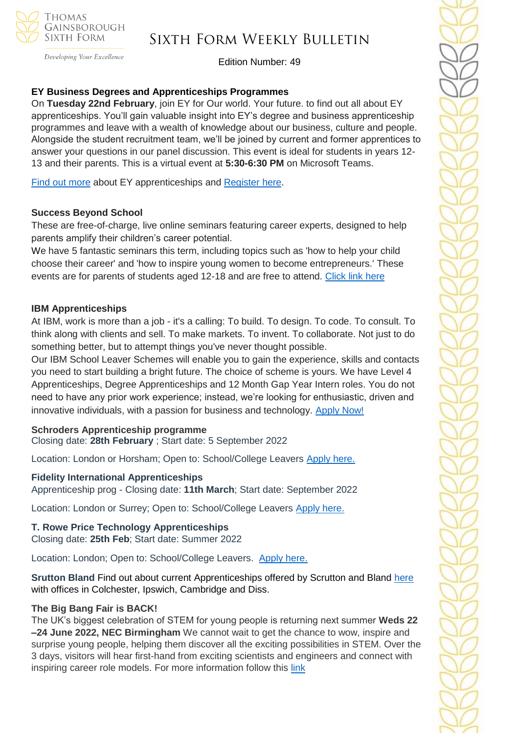### EY Business Degrees and Apprenticeships Programmes

On **Tuesday 22nd February**, join EY for Our world. Your future. to find out all about EY apprenticeships. You'll gain valuable insight into EY's degree and business apprenticeship programmes and leave with a wealth of knowledge about our business, culture and people. Alongside the student recruitment team, we'll be joined by current and former apprentices to answer your questions in our panel discussion. This event is ideal for students in years 12-13 and their parents. This is a virtual event at **5:30-6:30 PM** on Microsoft Teams.

Find out more about EY apprenticeships and Register here.

### Success Beyond School

These are free-of-charge, live online seminars featuring career experts, designed to help parents amplify their children's career potential.

We have 5 fantastic seminars this term, including topics such as 'how to help your child choose their career' and 'how to inspire young women to become entrepreneurs.' These events are for parents of students aged 12-18 and are free to attend. Click link here

### IBM Apprenticeships

At IBM, work is more than a job - it's a calling: To build. To design. To code. To consult. To think along with clients and sell. To make markets. To invent. To collaborate. Not just to do something better, but to attempt things you've never thought possible.

Our IBM School Leaver Schemes will enable you to gain the experience, skills and contacts you need to start building a bright future. The choice of scheme is yours. We have Level 4 Apprenticeships, Degree Apprenticeships and 12 Month Gap Year Intern roles. You do not need to have any prior work experience; instead, we're looking for enthusiastic, driven and innovative individuals, with a passion for business and technology. Apply Now!

### Schroders Apprenticeship programme

Closing date: **28th February** ; Start date: 5 September 2022

Location: London or Horsham; Open to: School/College Leavers Apply here.

### Fidelity International Apprenticeships

Apprenticeship prog - Closing date: **11th March**; Start date: September 2022

Location: London or Surrey; Open to: School/College Leavers Apply here.

### T. Rowe Price Technology Apprenticeships

Closing date: **25th Feb**; Start date: Summer 2022

Location: London; Open to: School/College Leavers. Apply here.

**Srutton Bland** Find out about current Apprenticeships offered by Scrutton and Bland here with offices in Colchester, Ipswich, Cambridge and Diss.

### The Big Bang Fair is BACK!

The UK's biggest celebration of STEM for young people is returning next summer **Weds 22 –24 June 2022, NEC Birmingham** We cannot wait to get the chance to wow, inspire and surprise young people, helping them discover all the exciting possibilities in STEM. Over the 3 days, visitors will hear first-hand from exciting scientists and engineers and connect with inspiring career role models. For more information follow this link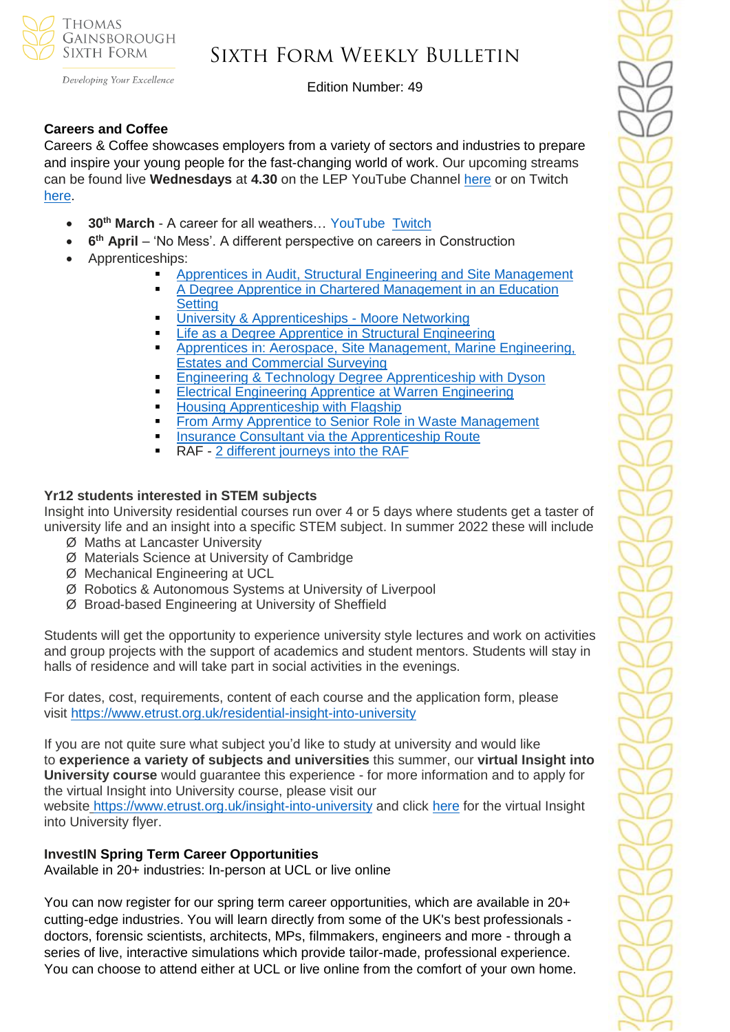## Careers and Coffee

Careers & Coffee showcases employers from a variety of sectors and industries to prepare and inspire your young people for the fast-changing world of work. Our upcoming streams can be found live **Wednesdays** at **4.30** on the LEP YouTube Channel here or on Twitch here.

- **30th March** - A career for all weathers… YouTube Twitch
- **6th April** – 'No Mess'. A different perspective on careers in Construction
- Apprenticeships:
    - Apprentices in Audit, Structural Engineering and Site Management
    - A Degree Apprentice in Chartered Management in an Education Setting
    - University & Apprenticeships - Moore Networking
    - Life as a Degree Apprentice in Structural Engineering
    - Apprentices in: Aerospace, Site Management, Marine Engineering, Estates and Commercial Surveying
    - Engineering & Technology Degree Apprenticeship with Dyson
    - Electrical Engineering Apprentice at Warren Engineering
    - Housing Apprenticeship with Flagship
    - From Army Apprentice to Senior Role in Waste Management
    - Insurance Consultant via the Apprenticeship Route
    - RAF - 2 different journeys into the RAF

## Yr12 students interested in STEM subjects

Insight into University residential courses run over 4 or 5 days where students get a taster of university life and an insight into a specific STEM subject. In summer 2022 these will include

- Maths at Lancaster University
- Materials Science at University of Cambridge
- Mechanical Engineering at UCL
- Robotics & Autonomous Systems at University of Liverpool
- Broad-based Engineering at University of Sheffield

Students will get the opportunity to experience university style lectures and work on activities and group projects with the support of academics and student mentors. Students will stay in halls of residence and will take part in social activities in the evenings.

For dates, cost, requirements, content of each course and the application form, please visit https://www.etrust.org.uk/residential-insight-into-university

If you are not quite sure what subject you'd like to study at university and would like to **experience a variety of subjects and universities** this summer, our **virtual Insight into University course** would guarantee this experience - for more information and to apply for the virtual Insight into University course, please visit our website https://www.etrust.org.uk/insight-into-university and click here for the virtual Insight into University flyer.

## InvestIN Spring Term Career Opportunities

Available in 20+ industries: In-person at UCL or live online

You can now register for our spring term career opportunities, which are available in 20+ cutting-edge industries. You will learn directly from some of the UK's best professionals - doctors, forensic scientists, architects, MPs, filmmakers, engineers and more - through a series of live, interactive simulations which provide tailor-made, professional experience. You can choose to attend either at UCL or live online from the comfort of your own home.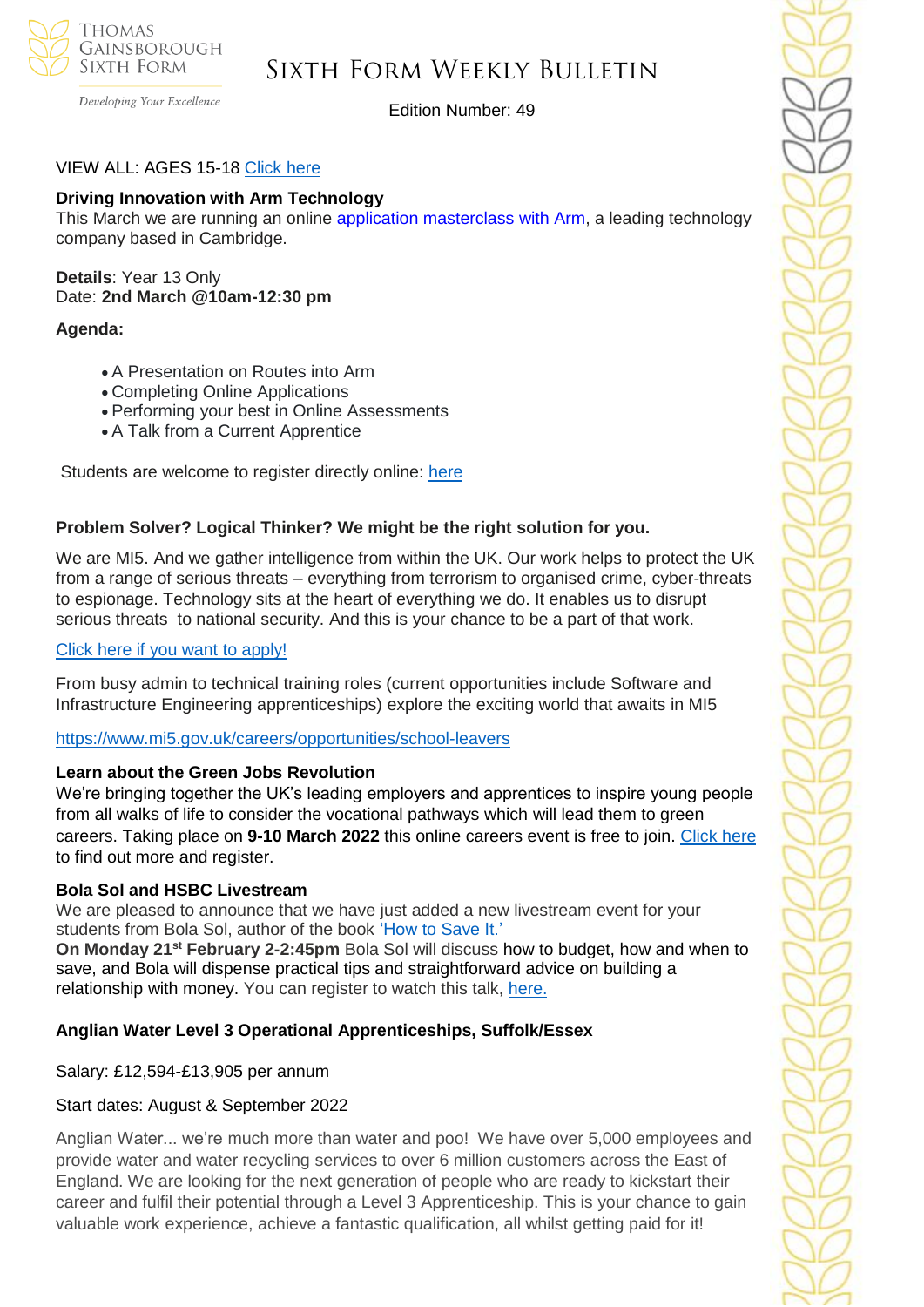VIEW ALL: AGES 15-18 Click here

**Driving Innovation with Arm Technology**
This March we are running an online application masterclass with Arm, a leading technology company based in Cambridge.

**Details**: Year 13 Only
Date: **2nd March @10am-12:30 pm**

**Agenda:**

- A Presentation on Routes into Arm
- Completing Online Applications
- Performing your best in Online Assessments
- A Talk from a Current Apprentice

Students are welcome to register directly online: here

**Problem Solver? Logical Thinker? We might be the right solution for you.**

We are MI5. And we gather intelligence from within the UK. Our work helps to protect the UK from a range of serious threats – everything from terrorism to organised crime, cyber-threats to espionage. Technology sits at the heart of everything we do. It enables us to disrupt serious threats to national security. And this is your chance to be a part of that work.

Click here if you want to apply!

From busy admin to technical training roles (current opportunities include Software and Infrastructure Engineering apprenticeships) explore the exciting world that awaits in MI5

https://www.mi5.gov.uk/careers/opportunities/school-leavers

**Learn about the Green Jobs Revolution**
We're bringing together the UK's leading employers and apprentices to inspire young people from all walks of life to consider the vocational pathways which will lead them to green careers. Taking place on **9-10 March 2022** this online careers event is free to join. Click here to find out more and register.

**Bola Sol and HSBC Livestream**
We are pleased to announce that we have just added a new livestream event for your students from Bola Sol, author of the book 'How to Save It.'
**On Monday 21st February 2-2:45pm** Bola Sol will discuss how to budget, how and when to save, and Bola will dispense practical tips and straightforward advice on building a relationship with money. You can register to watch this talk, here.

**Anglian Water Level 3 Operational Apprenticeships, Suffolk/Essex**

Salary: £12,594-£13,905 per annum

Start dates: August & September 2022

Anglian Water... we're much more than water and poo! We have over 5,000 employees and provide water and water recycling services to over 6 million customers across the East of England. We are looking for the next generation of people who are ready to kickstart their career and fulfil their potential through a Level 3 Apprenticeship. This is your chance to gain valuable work experience, achieve a fantastic qualification, all whilst getting paid for it!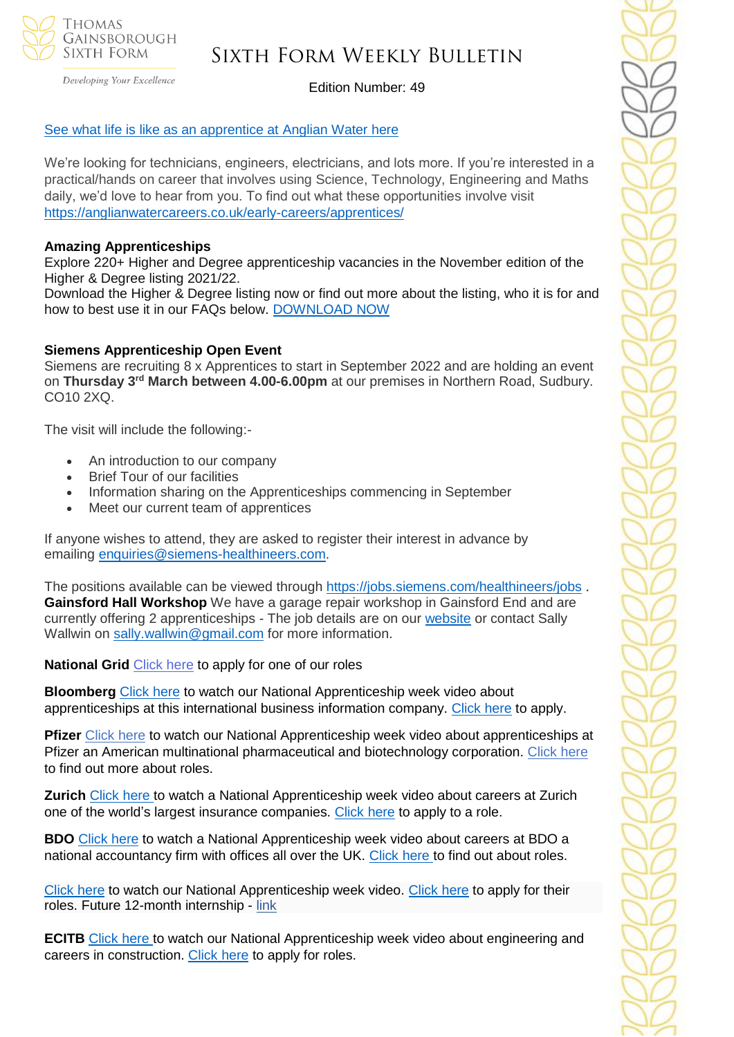[See what life is like as an apprentice at Anglian Water here]

We're looking for technicians, engineers, electricians, and lots more. If you're interested in a practical/hands on career that involves using Science, Technology, Engineering and Maths daily, we'd love to hear from you. To find out what these opportunities involve visit https://anglianwatercareers.co.uk/early-careers/apprentices/

**Amazing Apprenticeships**
Explore 220+ Higher and Degree apprenticeship vacancies in the November edition of the Higher & Degree listing 2021/22.
Download the Higher & Degree listing now or find out more about the listing, who it is for and how to best use it in our FAQs below. DOWNLOAD NOW

**Siemens Apprenticeship Open Event**
Siemens are recruiting 8 x Apprentices to start in September 2022 and are holding an event on **Thursday 3rd March between 4.00-6.00pm** at our premises in Northern Road, Sudbury. CO10 2XQ.

The visit will include the following:-

- An introduction to our company
- Brief Tour of our facilities
- Information sharing on the Apprenticeships commencing in September
- Meet our current team of apprentices

If anyone wishes to attend, they are asked to register their interest in advance by emailing enquiries@siemens-healthineers.com.

The positions available can be viewed through https://jobs.siemens.com/healthineers/jobs .
**Gainsford Hall Workshop** We have a garage repair workshop in Gainsford End and are currently offering 2 apprenticeships - The job details are on our website or contact Sally Wallwin on sally.wallwin@gmail.com for more information.

**National Grid** Click here to apply for one of our roles

**Bloomberg** Click here to watch our National Apprenticeship week video about apprenticeships at this international business information company. Click here to apply.

**Pfizer** Click here to watch our National Apprenticeship week video about apprenticeships at Pfizer an American multinational pharmaceutical and biotechnology corporation. Click here to find out more about roles.

**Zurich** Click here to watch a National Apprenticeship week video about careers at Zurich one of the world's largest insurance companies. Click here to apply to a role.

**BDO** Click here to watch a National Apprenticeship week video about careers at BDO a national accountancy firm with offices all over the UK. Click here to find out about roles.

Click here to watch our National Apprenticeship week video. Click here to apply for their roles. Future 12-month internship - link

**ECITB** Click here to watch our National Apprenticeship week video about engineering and careers in construction. Click here to apply for roles.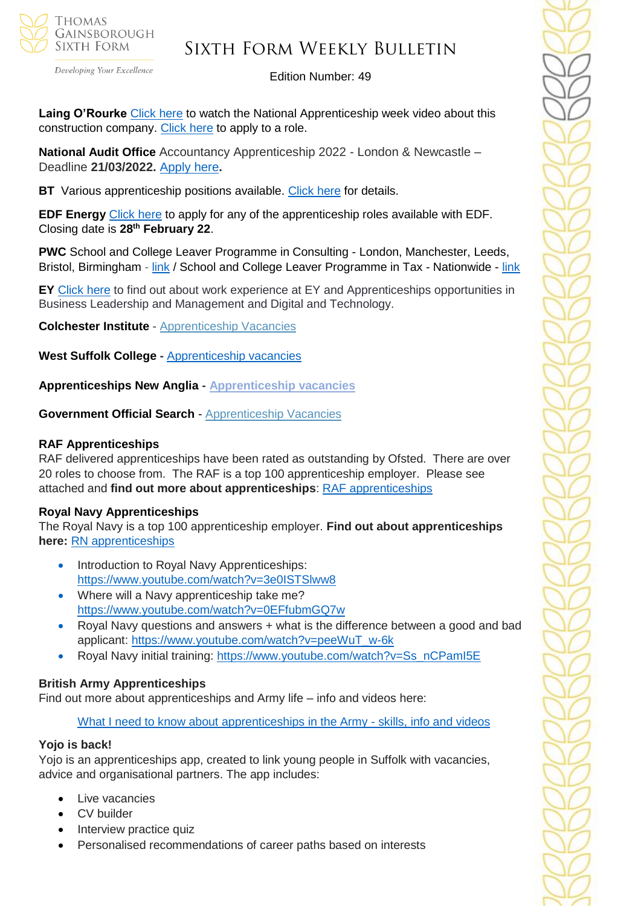**Laing O'Rourke** Click here to watch the National Apprenticeship week video about this construction company. Click here to apply to a role.

**National Audit Office** Accountancy Apprenticeship 2022 - London & Newcastle – Deadline **21/03/2022.** Apply here**.**

**BT** Various apprenticeship positions available. Click here for details.

**EDF Energy** Click here to apply for any of the apprenticeship roles available with EDF. Closing date is **28th February 22**.

**PWC** School and College Leaver Programme in Consulting - London, Manchester, Leeds, Bristol, Birmingham - link / School and College Leaver Programme in Tax - Nationwide - link

**EY** Click here to find out about work experience at EY and Apprenticeships opportunities in Business Leadership and Management and Digital and Technology.

**Colchester Institute** - Apprenticeship Vacancies

**West Suffolk College** - Apprenticeship vacancies

**Apprenticeships New Anglia** - **Apprenticeship vacancies**

**Government Official Search** - Apprenticeship Vacancies

**RAF Apprenticeships**
RAF delivered apprenticeships have been rated as outstanding by Ofsted. There are over 20 roles to choose from. The RAF is a top 100 apprenticeship employer. Please see attached and **find out more about apprenticeships**: RAF apprenticeships

**Royal Navy Apprenticeships**
The Royal Navy is a top 100 apprenticeship employer. **Find out about apprenticeships here:** RN apprenticeships

- Introduction to Royal Navy Apprenticeships: https://www.youtube.com/watch?v=3e0ISTSlww8
- Where will a Navy apprenticeship take me? https://www.youtube.com/watch?v=0EFfubmGQ7w
- Royal Navy questions and answers + what is the difference between a good and bad applicant: https://www.youtube.com/watch?v=peeWuT_w-6k
- Royal Navy initial training: https://www.youtube.com/watch?v=Ss_nCPamI5E

**British Army Apprenticeships**
Find out more about apprenticeships and Army life – info and videos here:

What I need to know about apprenticeships in the Army - skills, info and videos

**Yojo is back!**
Yojo is an apprenticeships app, created to link young people in Suffolk with vacancies, advice and organisational partners. The app includes:

- Live vacancies
- CV builder
- Interview practice quiz
- Personalised recommendations of career paths based on interests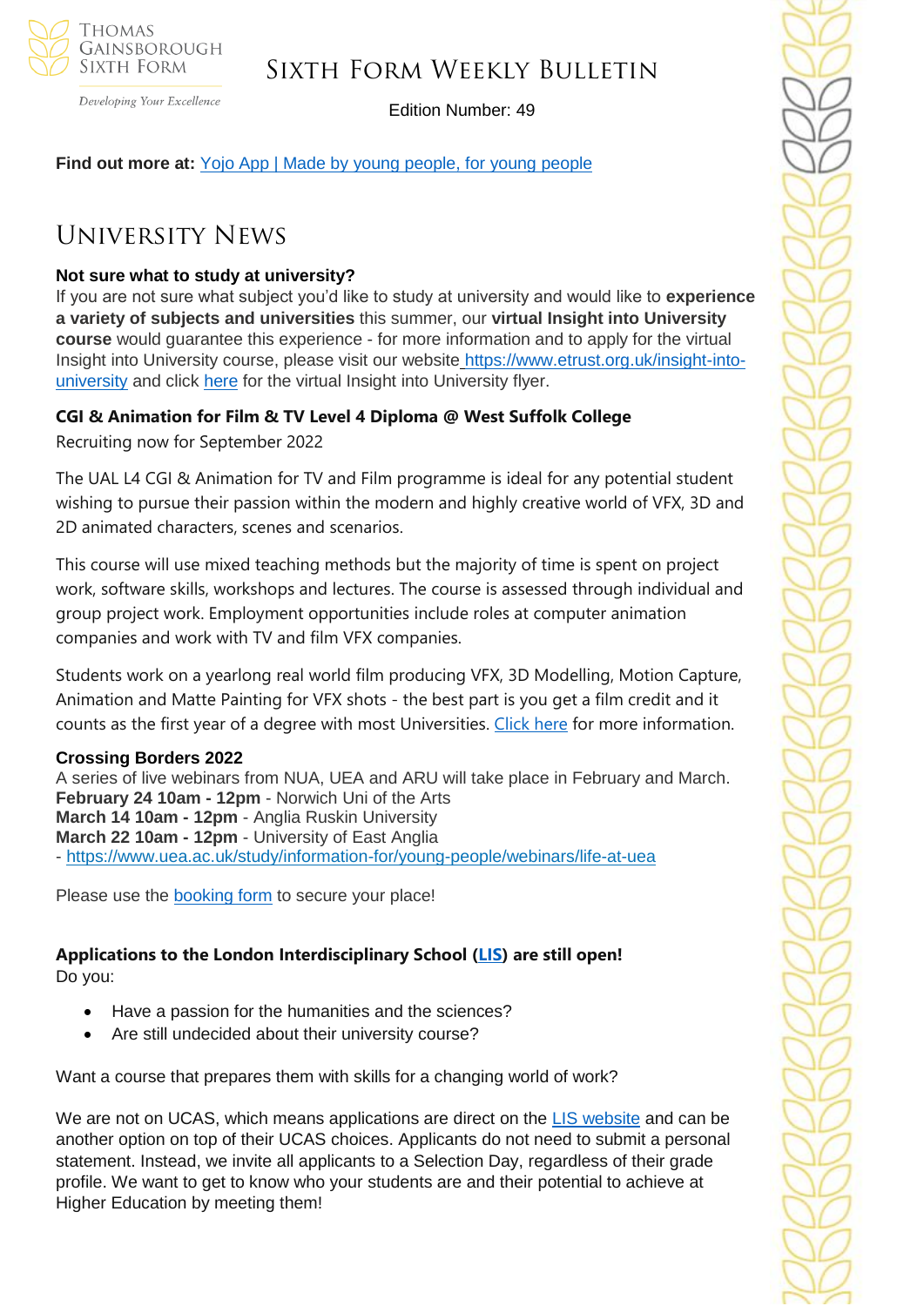**Find out more at:** [Yojo App | Made by young people, for young people]

# University News

**Not sure what to study at university?**
If you are not sure what subject you'd like to study at university and would like to **experience a variety of subjects and universities** this summer, our **virtual Insight into University course** would guarantee this experience - for more information and to apply for the virtual Insight into University course, please visit our website https://www.etrust.org.uk/insight-into-university and click here for the virtual Insight into University flyer.

**CGI & Animation for Film & TV Level 4 Diploma @ West Suffolk College**

Recruiting now for September 2022

The UAL L4 CGI & Animation for TV and Film programme is ideal for any potential student wishing to pursue their passion within the modern and highly creative world of VFX, 3D and 2D animated characters, scenes and scenarios.

This course will use mixed teaching methods but the majority of time is spent on project work, software skills, workshops and lectures. The course is assessed through individual and group project work. Employment opportunities include roles at computer animation companies and work with TV and film VFX companies.

Students work on a yearlong real world film producing VFX, 3D Modelling, Motion Capture, Animation and Matte Painting for VFX shots - the best part is you get a film credit and it counts as the first year of a degree with most Universities. Click here for more information.

**Crossing Borders 2022**
A series of live webinars from NUA, UEA and ARU will take place in February and March.
**February 24 10am - 12pm** - Norwich Uni of the Arts
**March 14 10am - 12pm** - Anglia Ruskin University
**March 22 10am - 12pm** - University of East Anglia
- https://www.uea.ac.uk/study/information-for/young-people/webinars/life-at-uea

Please use the booking form to secure your place!

**Applications to the London Interdisciplinary School (LIS) are still open!**
Do you:

- Have a passion for the humanities and the sciences?
- Are still undecided about their university course?

Want a course that prepares them with skills for a changing world of work?

We are not on UCAS, which means applications are direct on the LIS website and can be another option on top of their UCAS choices. Applicants do not need to submit a personal statement. Instead, we invite all applicants to a Selection Day, regardless of their grade profile. We want to get to know who your students are and their potential to achieve at Higher Education by meeting them!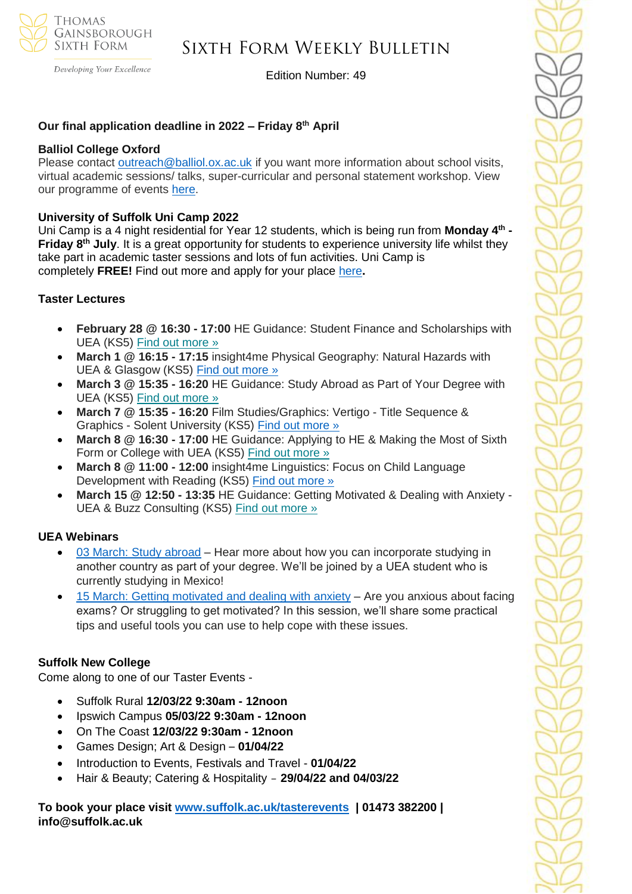**Our final application deadline in 2022 – Friday 8th April**

**Balliol College Oxford**
Please contact outreach@balliol.ox.ac.uk if you want more information about school visits, virtual academic sessions/ talks, super-curricular and personal statement workshop. View our programme of events here.

**University of Suffolk Uni Camp 2022**
Uni Camp is a 4 night residential for Year 12 students, which is being run from **Monday 4th - Friday 8th July**. It is a great opportunity for students to experience university life whilst they take part in academic taster sessions and lots of fun activities. Uni Camp is completely **FREE!** Find out more and apply for your place here**.**

**Taster Lectures**

- **February 28 @ 16:30 - 17:00** HE Guidance: Student Finance and Scholarships with UEA (KS5) Find out more »
- **March 1 @ 16:15 - 17:15** insight4me Physical Geography: Natural Hazards with UEA & Glasgow (KS5) Find out more »
- **March 3 @ 15:35 - 16:20** HE Guidance: Study Abroad as Part of Your Degree with UEA (KS5) Find out more »
- **March 7 @ 15:35 - 16:20** Film Studies/Graphics: Vertigo - Title Sequence & Graphics - Solent University (KS5) Find out more »
- **March 8 @ 16:30 - 17:00** HE Guidance: Applying to HE & Making the Most of Sixth Form or College with UEA (KS5) Find out more »
- **March 8 @ 11:00 - 12:00** insight4me Linguistics: Focus on Child Language Development with Reading (KS5) Find out more »
- **March 15 @ 12:50 - 13:35** HE Guidance: Getting Motivated & Dealing with Anxiety - UEA & Buzz Consulting (KS5) Find out more »

**UEA Webinars**

- 03 March: Study abroad – Hear more about how you can incorporate studying in another country as part of your degree. We'll be joined by a UEA student who is currently studying in Mexico!
- 15 March: Getting motivated and dealing with anxiety – Are you anxious about facing exams? Or struggling to get motivated? In this session, we'll share some practical tips and useful tools you can use to help cope with these issues.

**Suffolk New College**
Come along to one of our Taster Events -

- Suffolk Rural **12/03/22 9:30am - 12noon**
- Ipswich Campus **05/03/22 9:30am - 12noon**
- On The Coast **12/03/22 9:30am - 12noon**
- Games Design; Art & Design – **01/04/22**
- Introduction to Events, Festivals and Travel - **01/04/22**
- Hair & Beauty; Catering & Hospitality – **29/04/22 and 04/03/22**

**To book your place visit www.suffolk.ac.uk/tasterevents | 01473 382200 | info@suffolk.ac.uk**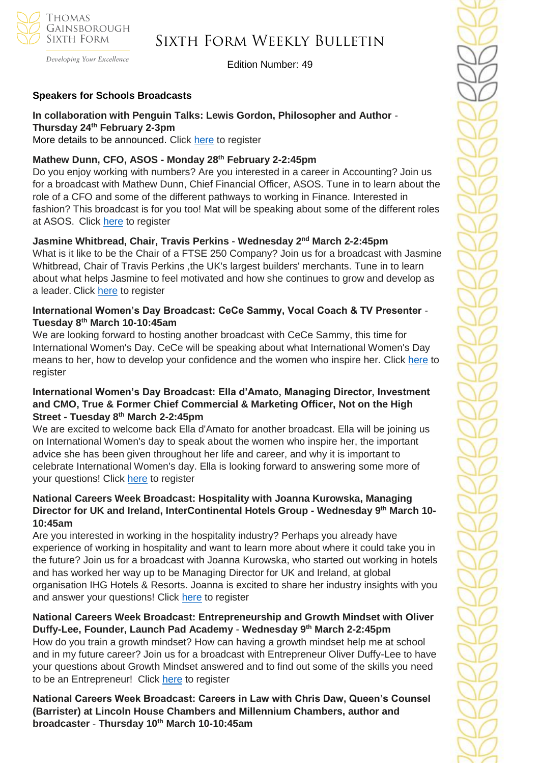### Speakers for Schools Broadcasts

**In collaboration with Penguin Talks: Lewis Gordon, Philosopher and Author - Thursday 24th February 2-3pm**
More details to be announced. Click here to register

**Mathew Dunn, CFO, ASOS - Monday 28th February 2-2:45pm**
Do you enjoy working with numbers? Are you interested in a career in Accounting? Join us for a broadcast with Mathew Dunn, Chief Financial Officer, ASOS. Tune in to learn about the role of a CFO and some of the different pathways to working in Finance. Interested in fashion? This broadcast is for you too! Mat will be speaking about some of the different roles at ASOS. Click here to register

**Jasmine Whitbread, Chair, Travis Perkins - Wednesday 2nd March 2-2:45pm**
What is it like to be the Chair of a FTSE 250 Company? Join us for a broadcast with Jasmine Whitbread, Chair of Travis Perkins ,the UK's largest builders' merchants. Tune in to learn about what helps Jasmine to feel motivated and how she continues to grow and develop as a leader. Click here to register

**International Women's Day Broadcast: CeCe Sammy, Vocal Coach & TV Presenter - Tuesday 8th March 10-10:45am**
We are looking forward to hosting another broadcast with CeCe Sammy, this time for International Women's Day. CeCe will be speaking about what International Women's Day means to her, how to develop your confidence and the women who inspire her. Click here to register

**International Women's Day Broadcast: Ella d'Amato, Managing Director, Investment and CMO, True & Former Chief Commercial & Marketing Officer, Not on the High Street - Tuesday 8th March 2-2:45pm**
We are excited to welcome back Ella d'Amato for another broadcast. Ella will be joining us on International Women's day to speak about the women who inspire her, the important advice she has been given throughout her life and career, and why it is important to celebrate International Women's day. Ella is looking forward to answering some more of your questions! Click here to register

**National Careers Week Broadcast: Hospitality with Joanna Kurowska, Managing Director for UK and Ireland, InterContinental Hotels Group - Wednesday 9th March 10-10:45am**
Are you interested in working in the hospitality industry? Perhaps you already have experience of working in hospitality and want to learn more about where it could take you in the future? Join us for a broadcast with Joanna Kurowska, who started out working in hotels and has worked her way up to be Managing Director for UK and Ireland, at global organisation IHG Hotels & Resorts. Joanna is excited to share her industry insights with you and answer your questions! Click here to register

**National Careers Week Broadcast: Entrepreneurship and Growth Mindset with Oliver Duffy-Lee, Founder, Launch Pad Academy - Wednesday 9th March 2-2:45pm**
How do you train a growth mindset? How can having a growth mindset help me at school and in my future career? Join us for a broadcast with Entrepreneur Oliver Duffy-Lee to have your questions about Growth Mindset answered and to find out some of the skills you need to be an Entrepreneur! Click here to register

**National Careers Week Broadcast: Careers in Law with Chris Daw, Queen's Counsel (Barrister) at Lincoln House Chambers and Millennium Chambers, author and broadcaster - Thursday 10th March 10-10:45am**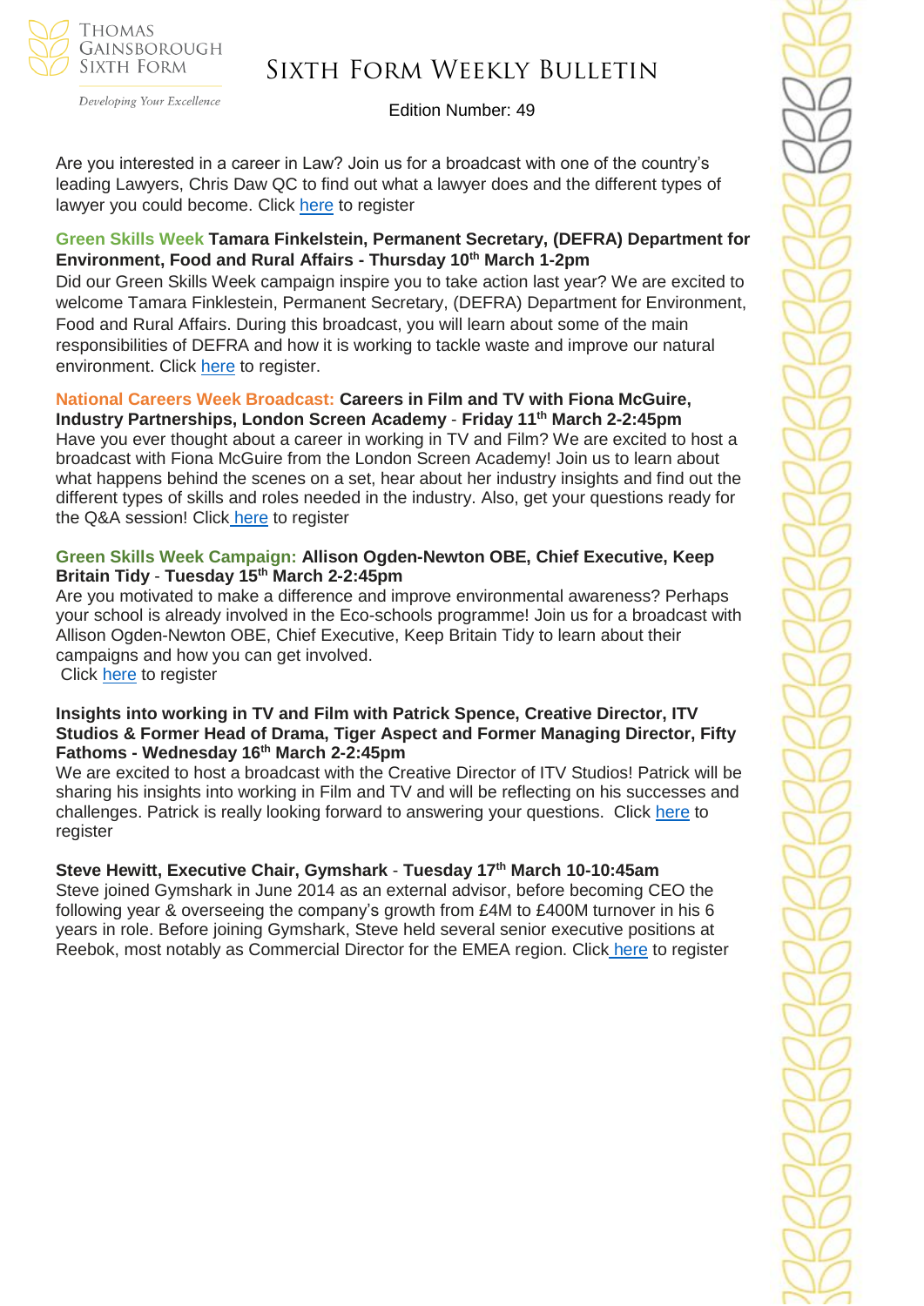Are you interested in a career in Law? Join us for a broadcast with one of the country's leading Lawyers, Chris Daw QC to find out what a lawyer does and the different types of lawyer you could become. Click here to register

**Green Skills Week Tamara Finkelstein, Permanent Secretary, (DEFRA) Department for Environment, Food and Rural Affairs - Thursday 10th March 1-2pm**

Did our Green Skills Week campaign inspire you to take action last year? We are excited to welcome Tamara Finklestein, Permanent Secretary, (DEFRA) Department for Environment, Food and Rural Affairs. During this broadcast, you will learn about some of the main responsibilities of DEFRA and how it is working to tackle waste and improve our natural environment. Click here to register.

**National Careers Week Broadcast: Careers in Film and TV with Fiona McGuire, Industry Partnerships, London Screen Academy - Friday 11th March 2-2:45pm**

Have you ever thought about a career in working in TV and Film? We are excited to host a broadcast with Fiona McGuire from the London Screen Academy! Join us to learn about what happens behind the scenes on a set, hear about her industry insights and find out the different types of skills and roles needed in the industry. Also, get your questions ready for the Q&A session! Click here to register

**Green Skills Week Campaign: Allison Ogden-Newton OBE, Chief Executive, Keep Britain Tidy - Tuesday 15th March 2-2:45pm**

Are you motivated to make a difference and improve environmental awareness? Perhaps your school is already involved in the Eco-schools programme! Join us for a broadcast with Allison Ogden-Newton OBE, Chief Executive, Keep Britain Tidy to learn about their campaigns and how you can get involved.
Click here to register

**Insights into working in TV and Film with Patrick Spence, Creative Director, ITV Studios & Former Head of Drama, Tiger Aspect and Former Managing Director, Fifty Fathoms - Wednesday 16th March 2-2:45pm**

We are excited to host a broadcast with the Creative Director of ITV Studios! Patrick will be sharing his insights into working in Film and TV and will be reflecting on his successes and challenges. Patrick is really looking forward to answering your questions. Click here to register

**Steve Hewitt, Executive Chair, Gymshark - Tuesday 17th March 10-10:45am**

Steve joined Gymshark in June 2014 as an external advisor, before becoming CEO the following year & overseeing the company's growth from £4M to £400M turnover in his 6 years in role. Before joining Gymshark, Steve held several senior executive positions at Reebok, most notably as Commercial Director for the EMEA region. Click here to register